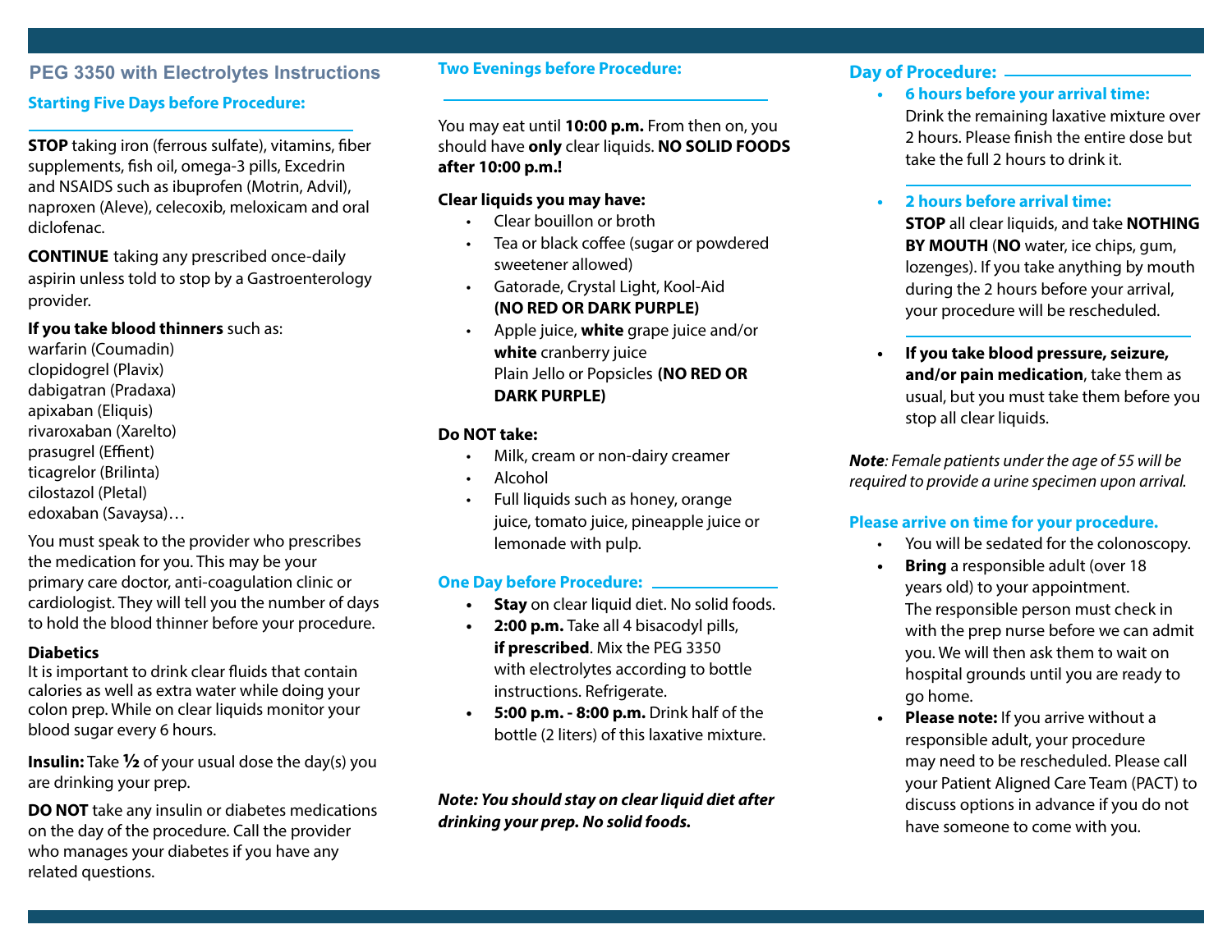## PEG 3350 with Electrolytes Instructions

### Starting Five Days before Procedure:

**STOP** taking iron (ferrous sulfate), vitamins, fiber supplements, fish oil, omega-3 pills, Excedrin and NSAIDS such as ibuprofen (Motrin, Advil), naproxen (Aleve), celecoxib, meloxicam and oral diclofenac.

**CONTINUE** taking any prescribed once-daily aspirin unless told to stop by a Gastroenterology provider.

**If you take blood thinners** such as:
warfarin (Coumadin)
clopidogrel (Plavix)
dabigatran (Pradaxa)
apixaban (Eliquis)
rivaroxaban (Xarelto)
prasugrel (Effient)
ticagrelor (Brilinta)
cilostazol (Pletal)
edoxaban (Savaysa)…

You must speak to the provider who prescribes the medication for you. This may be your primary care doctor, anti-coagulation clinic or cardiologist. They will tell you the number of days to hold the blood thinner before your procedure.

**Diabetics**
It is important to drink clear fluids that contain calories as well as extra water while doing your colon prep. While on clear liquids monitor your blood sugar every 6 hours.

**Insulin:** Take **½** of your usual dose the day(s) you are drinking your prep.

**DO NOT** take any insulin or diabetes medications on the day of the procedure. Call the provider who manages your diabetes if you have any related questions.

### Two Evenings before Procedure:

You may eat until **10:00 p.m.** From then on, you should have **only** clear liquids. **NO SOLID FOODS after 10:00 p.m.!**

**Clear liquids you may have:**

- Clear bouillon or broth
- Tea or black coffee (sugar or powdered sweetener allowed)
- Gatorade, Crystal Light, Kool-Aid **(NO RED OR DARK PURPLE)**
- Apple juice, **white** grape juice and/or **white** cranberry juice
  Plain Jello or Popsicles **(NO RED OR DARK PURPLE)**

**Do NOT take:**

- Milk, cream or non-dairy creamer
- Alcohol
- Full liquids such as honey, orange juice, tomato juice, pineapple juice or lemonade with pulp.

### One Day before Procedure:

- **Stay** on clear liquid diet. No solid foods.
- **2:00 p.m.** Take all 4 bisacodyl pills, **if prescribed**. Mix the PEG 3350 with electrolytes according to bottle instructions. Refrigerate.
- **5:00 p.m. - 8:00 p.m.** Drink half of the bottle (2 liters) of this laxative mixture.

***Note: You should stay on clear liquid diet after drinking your prep. No solid foods.***

### Day of Procedure:

- **6 hours before your arrival time:**
  Drink the remaining laxative mixture over 2 hours. Please finish the entire dose but take the full 2 hours to drink it.
- **2 hours before arrival time:**
  **STOP** all clear liquids, and take **NOTHING BY MOUTH** (**NO** water, ice chips, gum, lozenges). If you take anything by mouth during the 2 hours before your arrival, your procedure will be rescheduled.
- **If you take blood pressure, seizure, and/or pain medication**, take them as usual, but you must take them before you stop all clear liquids.

***Note**: Female patients under the age of 55 will be required to provide a urine specimen upon arrival.*

### Please arrive on time for your procedure.

- You will be sedated for the colonoscopy.
- **Bring** a responsible adult (over 18 years old) to your appointment. The responsible person must check in with the prep nurse before we can admit you. We will then ask them to wait on hospital grounds until you are ready to go home.
- **Please note:** If you arrive without a responsible adult, your procedure may need to be rescheduled. Please call your Patient Aligned Care Team (PACT) to discuss options in advance if you do not have someone to come with you.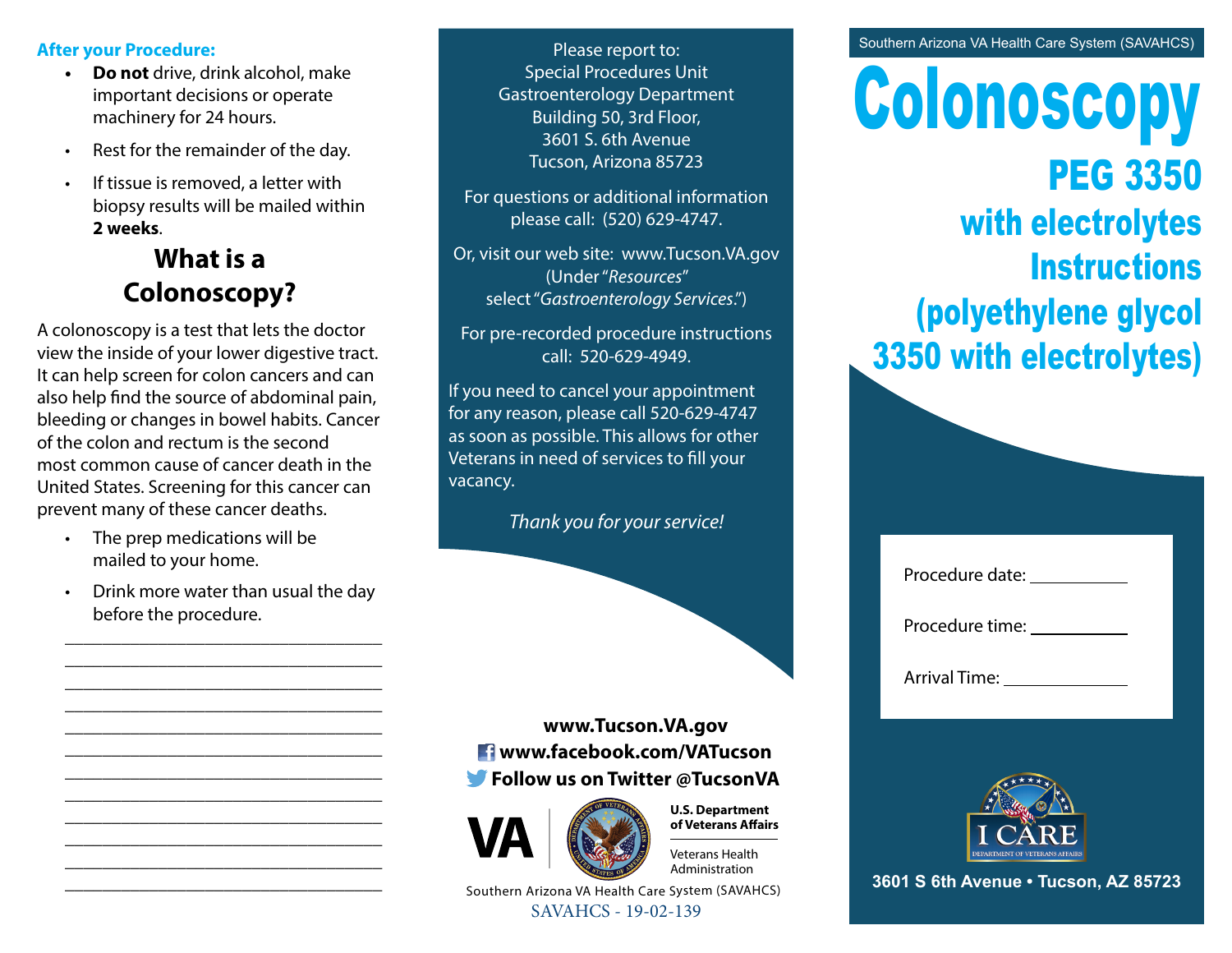### After your Procedure:

- **Do not** drive, drink alcohol, make important decisions or operate machinery for 24 hours.
- Rest for the remainder of the day.
- If tissue is removed, a letter with biopsy results will be mailed within **2 weeks**.

## What is a Colonoscopy?

A colonoscopy is a test that lets the doctor view the inside of your lower digestive tract. It can help screen for colon cancers and can also help find the source of abdominal pain, bleeding or changes in bowel habits. Cancer of the colon and rectum is the second most common cause of cancer death in the United States. Screening for this cancer can prevent many of these cancer deaths.

- The prep medications will be mailed to your home.
- Drink more water than usual the day before the procedure.

___________________________________

___________________________________

___________________________________

___________________________________

___________________________________

___________________________________

___________________________________

___________________________________

___________________________________

___________________________________

___________________________________

___________________________________

Please report to:
Special Procedures Unit
Gastroenterology Department
Building 50, 3rd Floor,
3601 S. 6th Avenue
Tucson, Arizona 85723

For questions or additional information please call: (520) 629-4747.

Or, visit our web site: www.Tucson.VA.gov (Under "*Resources*" select "*Gastroenterology Services.*")

For pre-recorded procedure instructions call: 520-629-4949.

If you need to cancel your appointment for any reason, please call 520-629-4747 as soon as possible. This allows for other Veterans in need of services to fill your vacancy.

*Thank you for your service!*

**www.Tucson.VA.gov**

**www.facebook.com/VATucson**

**Follow us on Twitter @TucsonVA**

VA

U.S. Department of Veterans Affairs

Veterans Health Administration

Southern Arizona VA Health Care System (SAVAHCS)

SAVAHCS - 19-02-139

Southern Arizona VA Health Care System (SAVAHCS)

# Colonoscopy

## PEG 3350 with electrolytes Instructions (polyethylene glycol 3350 with electrolytes)

Procedure date: __________

Procedure time: __________

Arrival Time: __________

I CARE

DEPARTMENT OF VETERANS AFFAIRS

**3601 S 6th Avenue • Tucson, AZ 85723**